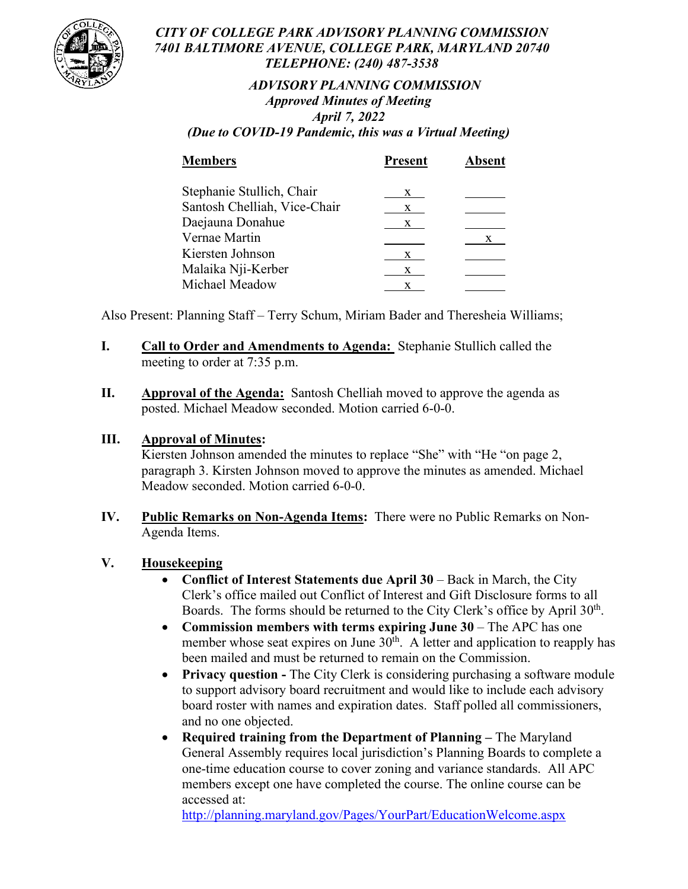*CITY OF COLLEGE PARK ADVISORY PLANNING COMMISSION*
*7401 BALTIMORE AVENUE, COLLEGE PARK, MARYLAND 20740*
*TELEPHONE: (240) 487-3538*

## *ADVISORY PLANNING COMMISSION*
*Approved Minutes of Meeting*
*April 7, 2022*
*(Due to COVID-19 Pandemic, this was a Virtual Meeting)*

| Members | Present | Absent |
|---|---|---|
| Stephanie Stullich, Chair | x | |
| Santosh Chelliah, Vice-Chair | x | |
| Daejauna Donahue | x | |
| Vernae Martin | | x |
| Kiersten Johnson | x | |
| Malaika Nji-Kerber | x | |
| Michael Meadow | x | |

Also Present: Planning Staff – Terry Schum, Miriam Bader and Theresheia Williams;

**I.** **Call to Order and Amendments to Agenda:** Stephanie Stullich called the meeting to order at 7:35 p.m.

**II.** **Approval of the Agenda:** Santosh Chelliah moved to approve the agenda as posted. Michael Meadow seconded. Motion carried 6-0-0.

**III.** **Approval of Minutes:**
Kiersten Johnson amended the minutes to replace "She" with "He "on page 2, paragraph 3. Kirsten Johnson moved to approve the minutes as amended. Michael Meadow seconded. Motion carried 6-0-0.

**IV.** **Public Remarks on Non-Agenda Items:** There were no Public Remarks on Non-Agenda Items.

**V.** **Housekeeping**

- **Conflict of Interest Statements due April 30** – Back in March, the City Clerk's office mailed out Conflict of Interest and Gift Disclosure forms to all Boards. The forms should be returned to the City Clerk's office by April 30th.
- **Commission members with terms expiring June 30** – The APC has one member whose seat expires on June 30th. A letter and application to reapply has been mailed and must be returned to remain on the Commission.
- **Privacy question -** The City Clerk is considering purchasing a software module to support advisory board recruitment and would like to include each advisory board roster with names and expiration dates. Staff polled all commissioners, and no one objected.
- **Required training from the Department of Planning –** The Maryland General Assembly requires local jurisdiction's Planning Boards to complete a one-time education course to cover zoning and variance standards. All APC members except one have completed the course. The online course can be accessed at:
  http://planning.maryland.gov/Pages/YourPart/EducationWelcome.aspx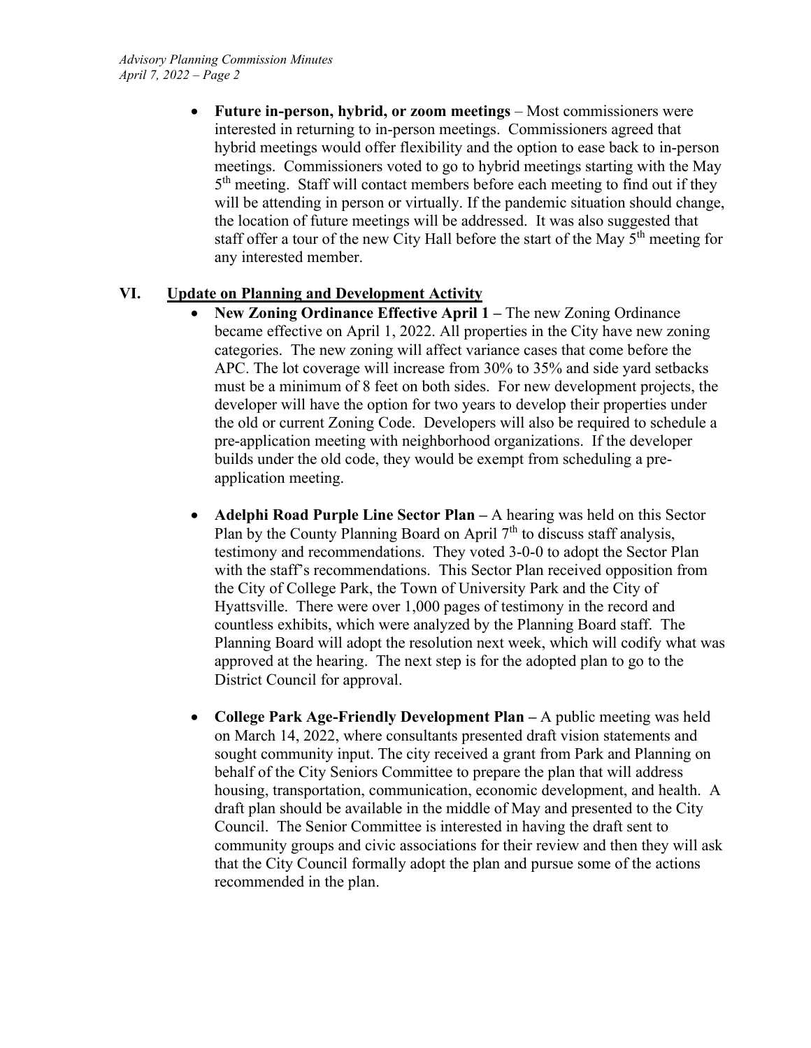- **Future in-person, hybrid, or zoom meetings** – Most commissioners were interested in returning to in-person meetings. Commissioners agreed that hybrid meetings would offer flexibility and the option to ease back to in-person meetings. Commissioners voted to go to hybrid meetings starting with the May 5th meeting. Staff will contact members before each meeting to find out if they will be attending in person or virtually. If the pandemic situation should change, the location of future meetings will be addressed. It was also suggested that staff offer a tour of the new City Hall before the start of the May 5th meeting for any interested member.

## VI. Update on Planning and Development Activity

- **New Zoning Ordinance Effective April 1 –** The new Zoning Ordinance became effective on April 1, 2022. All properties in the City have new zoning categories. The new zoning will affect variance cases that come before the APC. The lot coverage will increase from 30% to 35% and side yard setbacks must be a minimum of 8 feet on both sides. For new development projects, the developer will have the option for two years to develop their properties under the old or current Zoning Code. Developers will also be required to schedule a pre-application meeting with neighborhood organizations. If the developer builds under the old code, they would be exempt from scheduling a pre-application meeting.

- **Adelphi Road Purple Line Sector Plan –** A hearing was held on this Sector Plan by the County Planning Board on April 7th to discuss staff analysis, testimony and recommendations. They voted 3-0-0 to adopt the Sector Plan with the staff's recommendations. This Sector Plan received opposition from the City of College Park, the Town of University Park and the City of Hyattsville. There were over 1,000 pages of testimony in the record and countless exhibits, which were analyzed by the Planning Board staff. The Planning Board will adopt the resolution next week, which will codify what was approved at the hearing. The next step is for the adopted plan to go to the District Council for approval.

- **College Park Age-Friendly Development Plan –** A public meeting was held on March 14, 2022, where consultants presented draft vision statements and sought community input. The city received a grant from Park and Planning on behalf of the City Seniors Committee to prepare the plan that will address housing, transportation, communication, economic development, and health. A draft plan should be available in the middle of May and presented to the City Council. The Senior Committee is interested in having the draft sent to community groups and civic associations for their review and then they will ask that the City Council formally adopt the plan and pursue some of the actions recommended in the plan.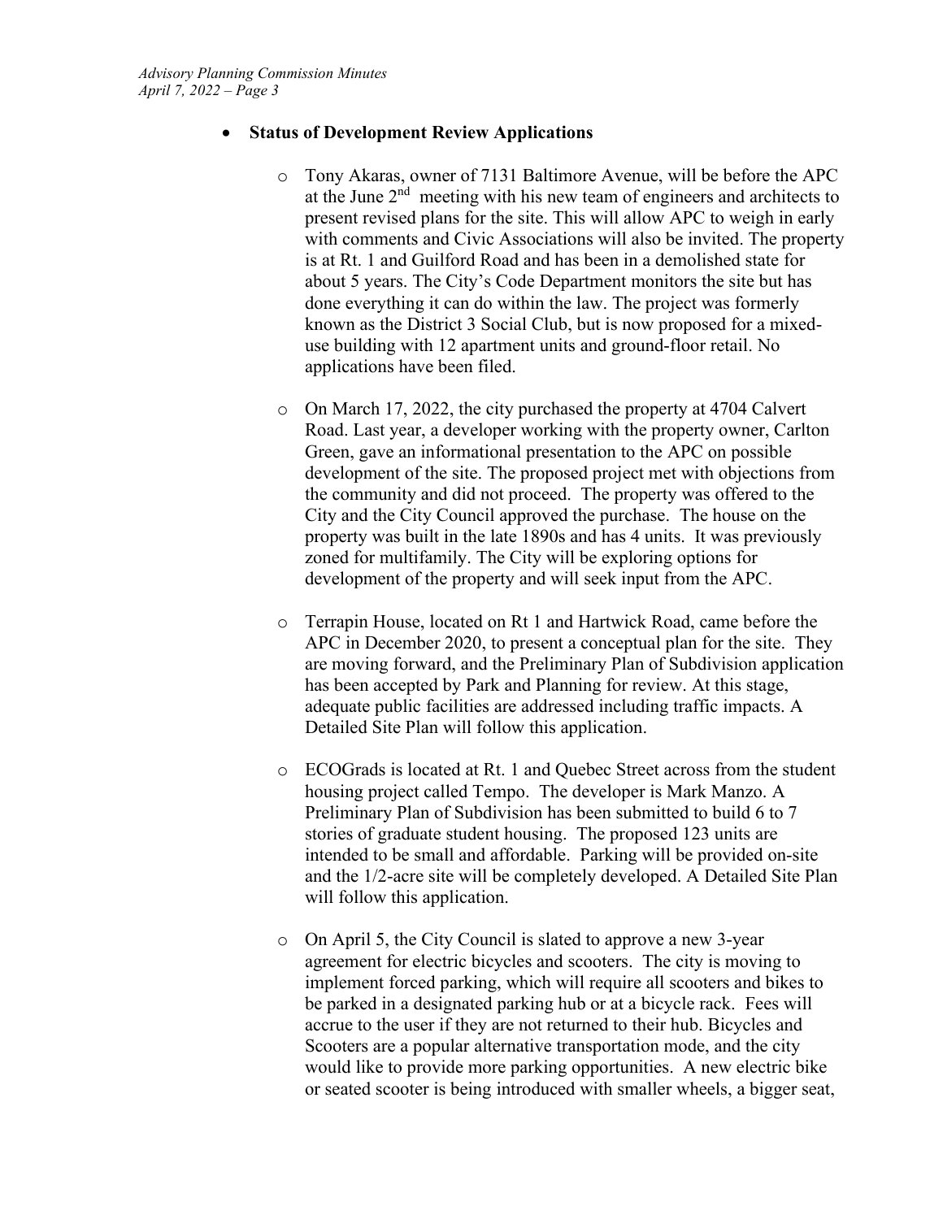- **Status of Development Review Applications**

  - Tony Akaras, owner of 7131 Baltimore Avenue, will be before the APC at the June 2nd meeting with his new team of engineers and architects to present revised plans for the site. This will allow APC to weigh in early with comments and Civic Associations will also be invited. The property is at Rt. 1 and Guilford Road and has been in a demolished state for about 5 years. The City's Code Department monitors the site but has done everything it can do within the law. The project was formerly known as the District 3 Social Club, but is now proposed for a mixed-use building with 12 apartment units and ground-floor retail. No applications have been filed.

  - On March 17, 2022, the city purchased the property at 4704 Calvert Road. Last year, a developer working with the property owner, Carlton Green, gave an informational presentation to the APC on possible development of the site. The proposed project met with objections from the community and did not proceed. The property was offered to the City and the City Council approved the purchase. The house on the property was built in the late 1890s and has 4 units. It was previously zoned for multifamily. The City will be exploring options for development of the property and will seek input from the APC.

  - Terrapin House, located on Rt 1 and Hartwick Road, came before the APC in December 2020, to present a conceptual plan for the site. They are moving forward, and the Preliminary Plan of Subdivision application has been accepted by Park and Planning for review. At this stage, adequate public facilities are addressed including traffic impacts. A Detailed Site Plan will follow this application.

  - ECOGrads is located at Rt. 1 and Quebec Street across from the student housing project called Tempo. The developer is Mark Manzo. A Preliminary Plan of Subdivision has been submitted to build 6 to 7 stories of graduate student housing. The proposed 123 units are intended to be small and affordable. Parking will be provided on-site and the 1/2-acre site will be completely developed. A Detailed Site Plan will follow this application.

  - On April 5, the City Council is slated to approve a new 3-year agreement for electric bicycles and scooters. The city is moving to implement forced parking, which will require all scooters and bikes to be parked in a designated parking hub or at a bicycle rack. Fees will accrue to the user if they are not returned to their hub. Bicycles and Scooters are a popular alternative transportation mode, and the city would like to provide more parking opportunities. A new electric bike or seated scooter is being introduced with smaller wheels, a bigger seat,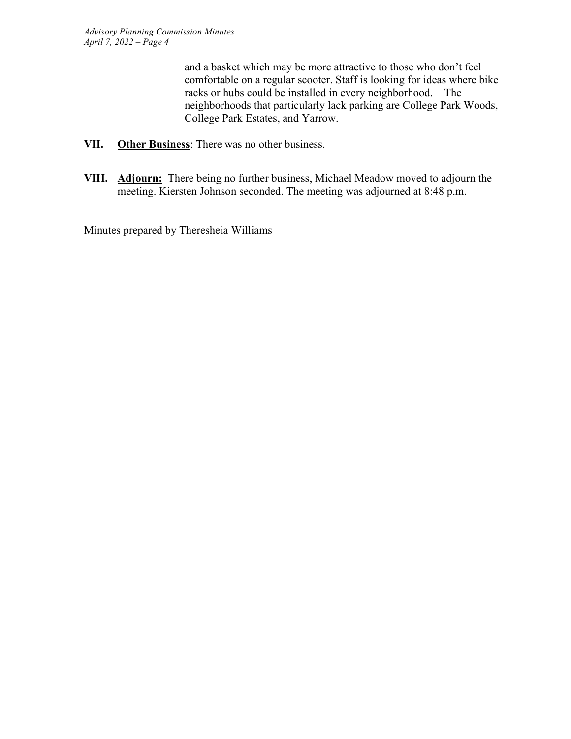and a basket which may be more attractive to those who don't feel comfortable on a regular scooter. Staff is looking for ideas where bike racks or hubs could be installed in every neighborhood. The neighborhoods that particularly lack parking are College Park Woods, College Park Estates, and Yarrow.

**VII. <u>Other Business</u>**: There was no other business.

**VIII. <u>Adjourn:</u>** There being no further business, Michael Meadow moved to adjourn the meeting. Kiersten Johnson seconded. The meeting was adjourned at 8:48 p.m.

Minutes prepared by Theresheia Williams